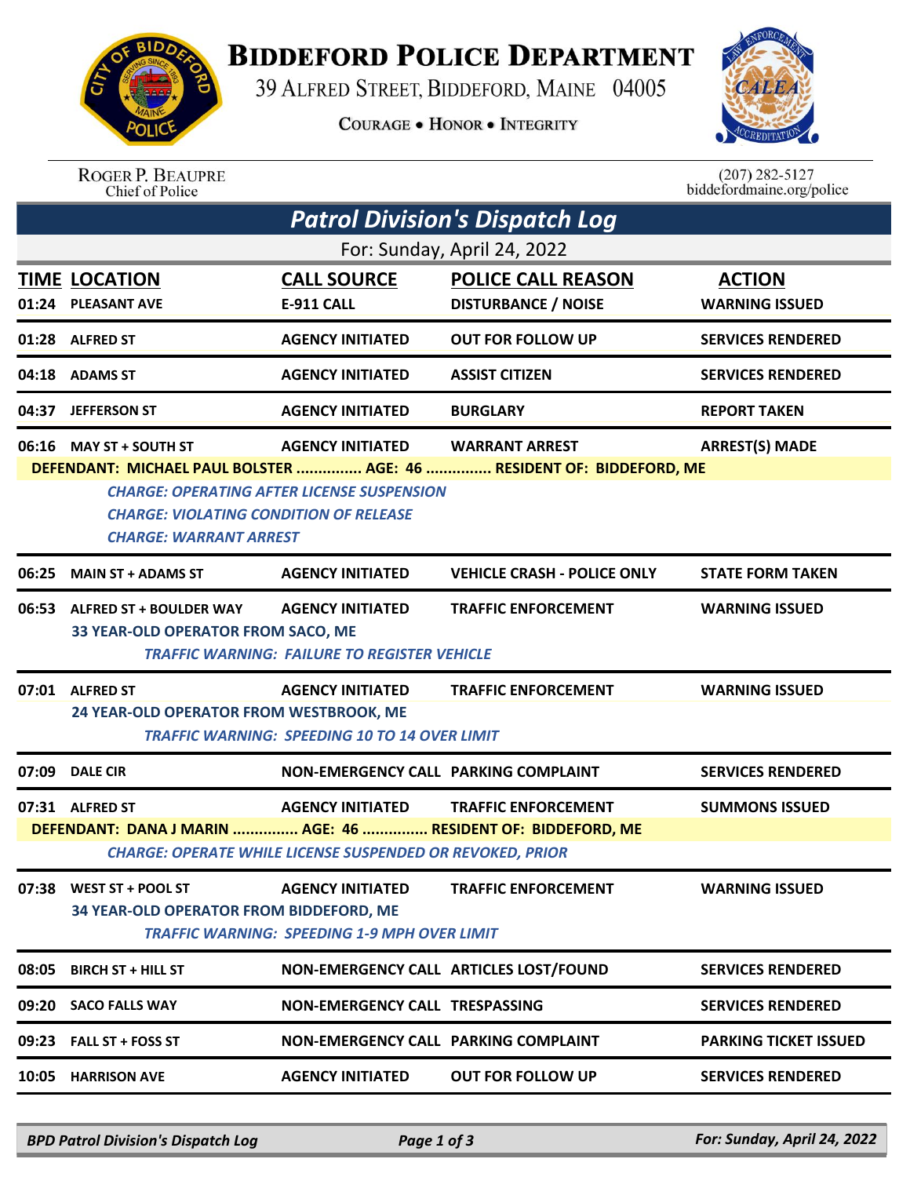# Biddeford Police Department

39 Alfred Street, Biddeford, Maine 04005

Courage • Honor • Integrity

Roger P. Beaupre
Chief of Police

(207) 282-5127
biddefordmaine.org/police

## *Patrol Division's Dispatch Log*

For: Sunday, April 24, 2022

| TIME | LOCATION | CALL SOURCE | POLICE CALL REASON | ACTION |
|---|---|---|---|---|
| 01:24 | PLEASANT AVE | E-911 CALL | DISTURBANCE / NOISE | WARNING ISSUED |
| 01:28 | ALFRED ST | AGENCY INITIATED | OUT FOR FOLLOW UP | SERVICES RENDERED |
| 04:18 | ADAMS ST | AGENCY INITIATED | ASSIST CITIZEN | SERVICES RENDERED |
| 04:37 | JEFFERSON ST | AGENCY INITIATED | BURGLARY | REPORT TAKEN |
| 06:16 | MAY ST + SOUTH ST | AGENCY INITIATED | WARRANT ARREST | ARREST(S) MADE |

**DEFENDANT: MICHAEL PAUL BOLSTER ............... AGE: 46 ............... RESIDENT OF: BIDDEFORD, ME**

*CHARGE: OPERATING AFTER LICENSE SUSPENSION*
*CHARGE: VIOLATING CONDITION OF RELEASE*
*CHARGE: WARRANT ARREST*

| TIME | LOCATION | CALL SOURCE | POLICE CALL REASON | ACTION |
|---|---|---|---|---|
| 06:25 | MAIN ST + ADAMS ST | AGENCY INITIATED | VEHICLE CRASH - POLICE ONLY | STATE FORM TAKEN |
| 06:53 | ALFRED ST + BOULDER WAY | AGENCY INITIATED | TRAFFIC ENFORCEMENT | WARNING ISSUED |

33 YEAR-OLD OPERATOR FROM SACO, ME
*TRAFFIC WARNING: FAILURE TO REGISTER VEHICLE*

| TIME | LOCATION | CALL SOURCE | POLICE CALL REASON | ACTION |
|---|---|---|---|---|
| 07:01 | ALFRED ST | AGENCY INITIATED | TRAFFIC ENFORCEMENT | WARNING ISSUED |

24 YEAR-OLD OPERATOR FROM WESTBROOK, ME
*TRAFFIC WARNING: SPEEDING 10 TO 14 OVER LIMIT*

| TIME | LOCATION | CALL SOURCE | POLICE CALL REASON | ACTION |
|---|---|---|---|---|
| 07:09 | DALE CIR | NON-EMERGENCY CALL | PARKING COMPLAINT | SERVICES RENDERED |
| 07:31 | ALFRED ST | AGENCY INITIATED | TRAFFIC ENFORCEMENT | SUMMONS ISSUED |

**DEFENDANT: DANA J MARIN ............... AGE: 46 ............... RESIDENT OF: BIDDEFORD, ME**

*CHARGE: OPERATE WHILE LICENSE SUSPENDED OR REVOKED, PRIOR*

| TIME | LOCATION | CALL SOURCE | POLICE CALL REASON | ACTION |
|---|---|---|---|---|
| 07:38 | WEST ST + POOL ST | AGENCY INITIATED | TRAFFIC ENFORCEMENT | WARNING ISSUED |

34 YEAR-OLD OPERATOR FROM BIDDEFORD, ME
*TRAFFIC WARNING: SPEEDING 1-9 MPH OVER LIMIT*

| TIME | LOCATION | CALL SOURCE | POLICE CALL REASON | ACTION |
|---|---|---|---|---|
| 08:05 | BIRCH ST + HILL ST | NON-EMERGENCY CALL | ARTICLES LOST/FOUND | SERVICES RENDERED |
| 09:20 | SACO FALLS WAY | NON-EMERGENCY CALL | TRESPASSING | SERVICES RENDERED |
| 09:23 | FALL ST + FOSS ST | NON-EMERGENCY CALL | PARKING COMPLAINT | PARKING TICKET ISSUED |
| 10:05 | HARRISON AVE | AGENCY INITIATED | OUT FOR FOLLOW UP | SERVICES RENDERED |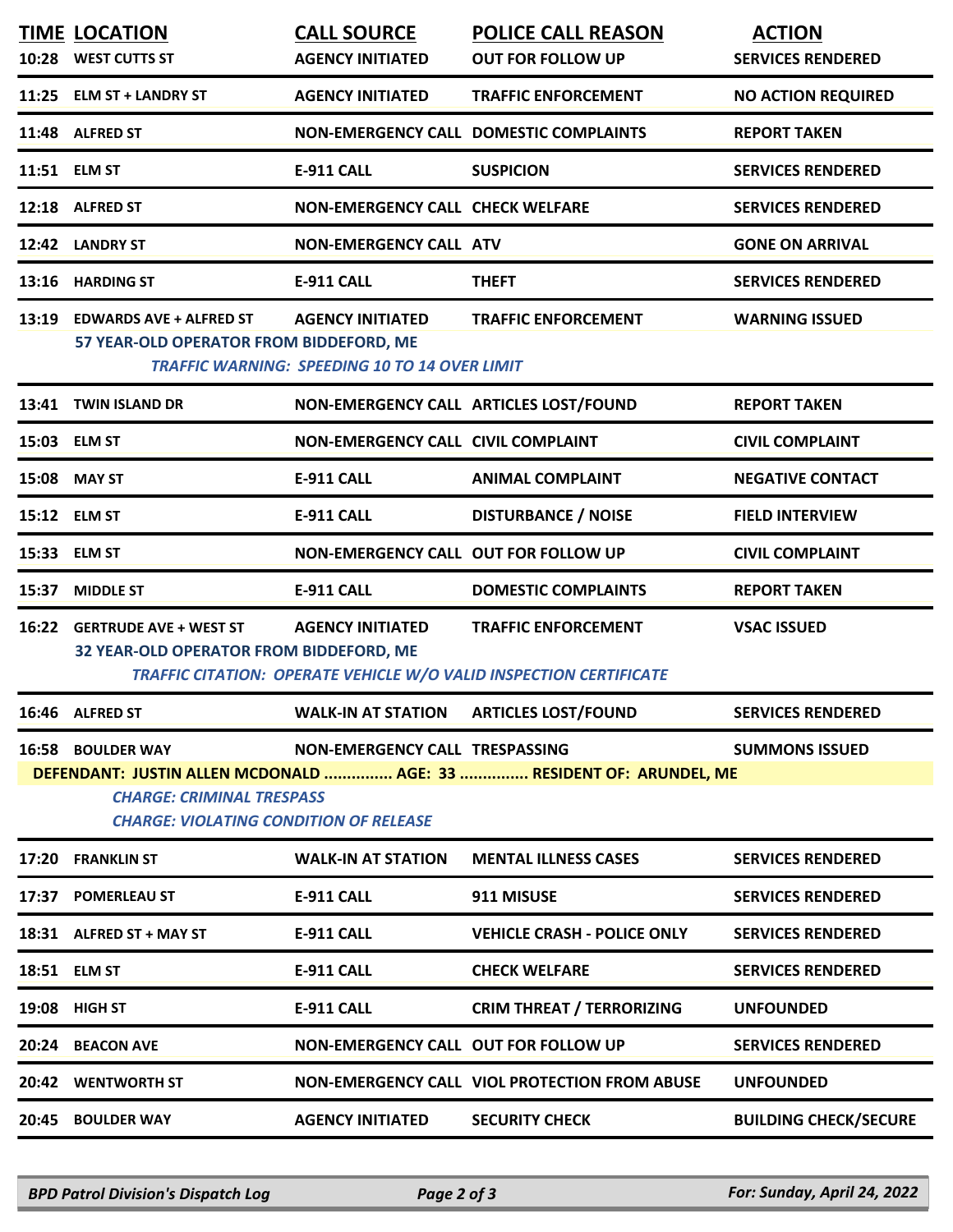| TIME | LOCATION | CALL SOURCE | POLICE CALL REASON | ACTION |
|---|---|---|---|---|
| 10:28 | WEST CUTTS ST | AGENCY INITIATED | OUT FOR FOLLOW UP | SERVICES RENDERED |
| 11:25 | ELM ST + LANDRY ST | AGENCY INITIATED | TRAFFIC ENFORCEMENT | NO ACTION REQUIRED |
| 11:48 | ALFRED ST | NON-EMERGENCY CALL | DOMESTIC COMPLAINTS | REPORT TAKEN |
| 11:51 | ELM ST | E-911 CALL | SUSPICION | SERVICES RENDERED |
| 12:18 | ALFRED ST | NON-EMERGENCY CALL | CHECK WELFARE | SERVICES RENDERED |
| 12:42 | LANDRY ST | NON-EMERGENCY CALL | ATV | GONE ON ARRIVAL |
| 13:16 | HARDING ST | E-911 CALL | THEFT | SERVICES RENDERED |
| 13:19 | EDWARDS AVE + ALFRED ST | AGENCY INITIATED | TRAFFIC ENFORCEMENT | WARNING ISSUED |
| | 57 YEAR-OLD OPERATOR FROM BIDDEFORD, ME<br>*TRAFFIC WARNING: SPEEDING 10 TO 14 OVER LIMIT* | | | |
| 13:41 | TWIN ISLAND DR | NON-EMERGENCY CALL | ARTICLES LOST/FOUND | REPORT TAKEN |
| 15:03 | ELM ST | NON-EMERGENCY CALL | CIVIL COMPLAINT | CIVIL COMPLAINT |
| 15:08 | MAY ST | E-911 CALL | ANIMAL COMPLAINT | NEGATIVE CONTACT |
| 15:12 | ELM ST | E-911 CALL | DISTURBANCE / NOISE | FIELD INTERVIEW |
| 15:33 | ELM ST | NON-EMERGENCY CALL | OUT FOR FOLLOW UP | CIVIL COMPLAINT |
| 15:37 | MIDDLE ST | E-911 CALL | DOMESTIC COMPLAINTS | REPORT TAKEN |
| 16:22 | GERTRUDE AVE + WEST ST | AGENCY INITIATED | TRAFFIC ENFORCEMENT | VSAC ISSUED |
| | 32 YEAR-OLD OPERATOR FROM BIDDEFORD, ME<br>*TRAFFIC CITATION: OPERATE VEHICLE W/O VALID INSPECTION CERTIFICATE* | | | |
| 16:46 | ALFRED ST | WALK-IN AT STATION | ARTICLES LOST/FOUND | SERVICES RENDERED |
| 16:58 | BOULDER WAY | NON-EMERGENCY CALL | TRESPASSING | SUMMONS ISSUED |
| | DEFENDANT: JUSTIN ALLEN MCDONALD ............... AGE: 33 ............... RESIDENT OF: ARUNDEL, ME<br>*CHARGE: CRIMINAL TRESPASS*<br>*CHARGE: VIOLATING CONDITION OF RELEASE* | | | |
| 17:20 | FRANKLIN ST | WALK-IN AT STATION | MENTAL ILLNESS CASES | SERVICES RENDERED |
| 17:37 | POMERLEAU ST | E-911 CALL | 911 MISUSE | SERVICES RENDERED |
| 18:31 | ALFRED ST + MAY ST | E-911 CALL | VEHICLE CRASH - POLICE ONLY | SERVICES RENDERED |
| 18:51 | ELM ST | E-911 CALL | CHECK WELFARE | SERVICES RENDERED |
| 19:08 | HIGH ST | E-911 CALL | CRIM THREAT / TERRORIZING | UNFOUNDED |
| 20:24 | BEACON AVE | NON-EMERGENCY CALL | OUT FOR FOLLOW UP | SERVICES RENDERED |
| 20:42 | WENTWORTH ST | NON-EMERGENCY CALL | VIOL PROTECTION FROM ABUSE | UNFOUNDED |
| 20:45 | BOULDER WAY | AGENCY INITIATED | SECURITY CHECK | BUILDING CHECK/SECURE |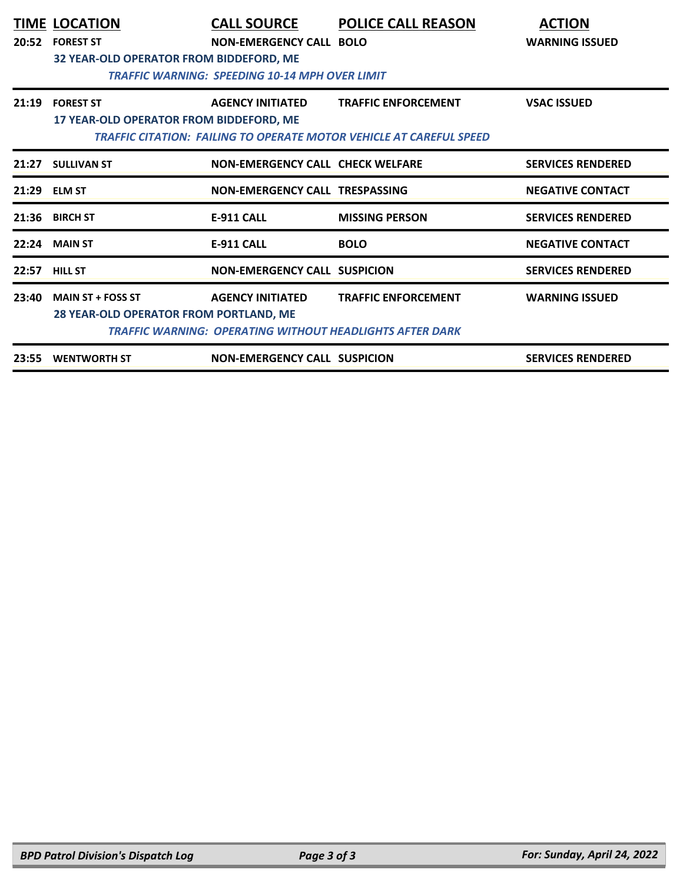| TIME | LOCATION | CALL SOURCE | POLICE CALL REASON | ACTION |
|---|---|---|---|---|
| 20:52 | FOREST ST | NON-EMERGENCY CALL | BOLO | WARNING ISSUED |
| | 32 YEAR-OLD OPERATOR FROM BIDDEFORD, ME | | | |
| | *TRAFFIC WARNING: SPEEDING 10-14 MPH OVER LIMIT* | | | |
| 21:19 | FOREST ST | AGENCY INITIATED | TRAFFIC ENFORCEMENT | VSAC ISSUED |
| | 17 YEAR-OLD OPERATOR FROM BIDDEFORD, ME | | | |
| | *TRAFFIC CITATION: FAILING TO OPERATE MOTOR VEHICLE AT CAREFUL SPEED* | | | |
| 21:27 | SULLIVAN ST | NON-EMERGENCY CALL | CHECK WELFARE | SERVICES RENDERED |
| 21:29 | ELM ST | NON-EMERGENCY CALL | TRESPASSING | NEGATIVE CONTACT |
| 21:36 | BIRCH ST | E-911 CALL | MISSING PERSON | SERVICES RENDERED |
| 22:24 | MAIN ST | E-911 CALL | BOLO | NEGATIVE CONTACT |
| 22:57 | HILL ST | NON-EMERGENCY CALL | SUSPICION | SERVICES RENDERED |
| 23:40 | MAIN ST + FOSS ST | AGENCY INITIATED | TRAFFIC ENFORCEMENT | WARNING ISSUED |
| | 28 YEAR-OLD OPERATOR FROM PORTLAND, ME | | | |
| | *TRAFFIC WARNING: OPERATING WITHOUT HEADLIGHTS AFTER DARK* | | | |
| 23:55 | WENTWORTH ST | NON-EMERGENCY CALL | SUSPICION | SERVICES RENDERED |